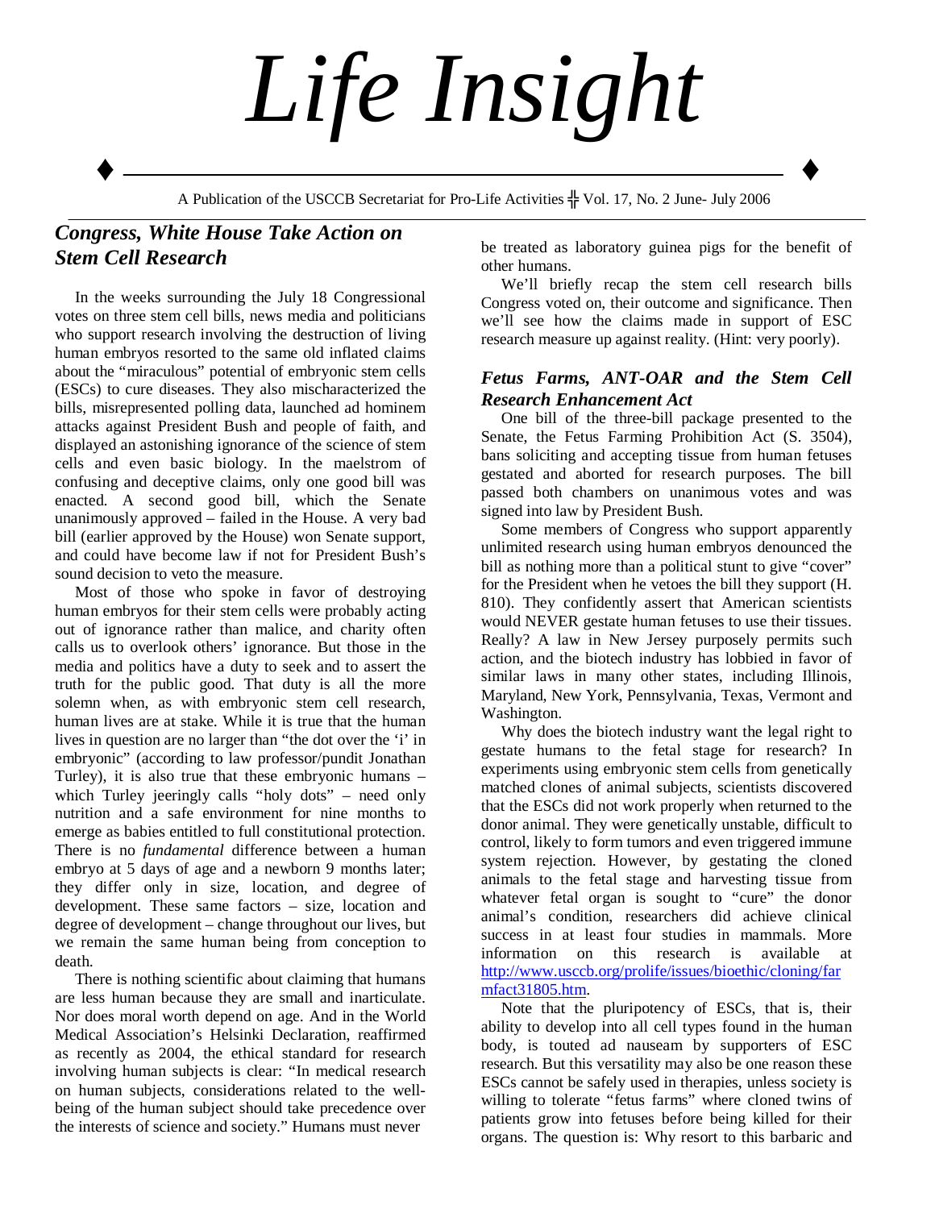# Life Insight

A Publication of the USCCB Secretariat for Pro-Life Activities ╬ Vol. 17, No. 2 June- July 2006

## *Congress, White House Take Action on Stem Cell Research*

In the weeks surrounding the July 18 Congressional votes on three stem cell bills, news media and politicians who support research involving the destruction of living human embryos resorted to the same old inflated claims about the "miraculous" potential of embryonic stem cells (ESCs) to cure diseases. They also mischaracterized the bills, misrepresented polling data, launched ad hominem attacks against President Bush and people of faith, and displayed an astonishing ignorance of the science of stem cells and even basic biology. In the maelstrom of confusing and deceptive claims, only one good bill was enacted. A second good bill, which the Senate unanimously approved – failed in the House. A very bad bill (earlier approved by the House) won Senate support, and could have become law if not for President Bush's sound decision to veto the measure.

Most of those who spoke in favor of destroying human embryos for their stem cells were probably acting out of ignorance rather than malice, and charity often calls us to overlook others' ignorance. But those in the media and politics have a duty to seek and to assert the truth for the public good. That duty is all the more solemn when, as with embryonic stem cell research, human lives are at stake. While it is true that the human lives in question are no larger than "the dot over the 'i' in embryonic" (according to law professor/pundit Jonathan Turley), it is also true that these embryonic humans – which Turley jeeringly calls "holy dots" – need only nutrition and a safe environment for nine months to emerge as babies entitled to full constitutional protection. There is no *fundamental* difference between a human embryo at 5 days of age and a newborn 9 months later; they differ only in size, location, and degree of development. These same factors – size, location and degree of development – change throughout our lives, but we remain the same human being from conception to death.

There is nothing scientific about claiming that humans are less human because they are small and inarticulate. Nor does moral worth depend on age. And in the World Medical Association's Helsinki Declaration, reaffirmed as recently as 2004, the ethical standard for research involving human subjects is clear: "In medical research on human subjects, considerations related to the well-being of the human subject should take precedence over the interests of science and society." Humans must never be treated as laboratory guinea pigs for the benefit of other humans.

We'll briefly recap the stem cell research bills Congress voted on, their outcome and significance. Then we'll see how the claims made in support of ESC research measure up against reality. (Hint: very poorly).

### *Fetus Farms, ANT-OAR and the Stem Cell Research Enhancement Act*

One bill of the three-bill package presented to the Senate, the Fetus Farming Prohibition Act (S. 3504), bans soliciting and accepting tissue from human fetuses gestated and aborted for research purposes. The bill passed both chambers on unanimous votes and was signed into law by President Bush.

Some members of Congress who support apparently unlimited research using human embryos denounced the bill as nothing more than a political stunt to give "cover" for the President when he vetoes the bill they support (H. 810). They confidently assert that American scientists would NEVER gestate human fetuses to use their tissues. Really? A law in New Jersey purposely permits such action, and the biotech industry has lobbied in favor of similar laws in many other states, including Illinois, Maryland, New York, Pennsylvania, Texas, Vermont and Washington.

Why does the biotech industry want the legal right to gestate humans to the fetal stage for research? In experiments using embryonic stem cells from genetically matched clones of animal subjects, scientists discovered that the ESCs did not work properly when returned to the donor animal. They were genetically unstable, difficult to control, likely to form tumors and even triggered immune system rejection. However, by gestating the cloned animals to the fetal stage and harvesting tissue from whatever fetal organ is sought to "cure" the donor animal's condition, researchers did achieve clinical success in at least four studies in mammals. More information on this research is available at http://www.usccb.org/prolife/issues/bioethic/cloning/farmfact31805.htm.

Note that the pluripotency of ESCs, that is, their ability to develop into all cell types found in the human body, is touted ad nauseam by supporters of ESC research. But this versatility may also be one reason these ESCs cannot be safely used in therapies, unless society is willing to tolerate "fetus farms" where cloned twins of patients grow into fetuses before being killed for their organs. The question is: Why resort to this barbaric and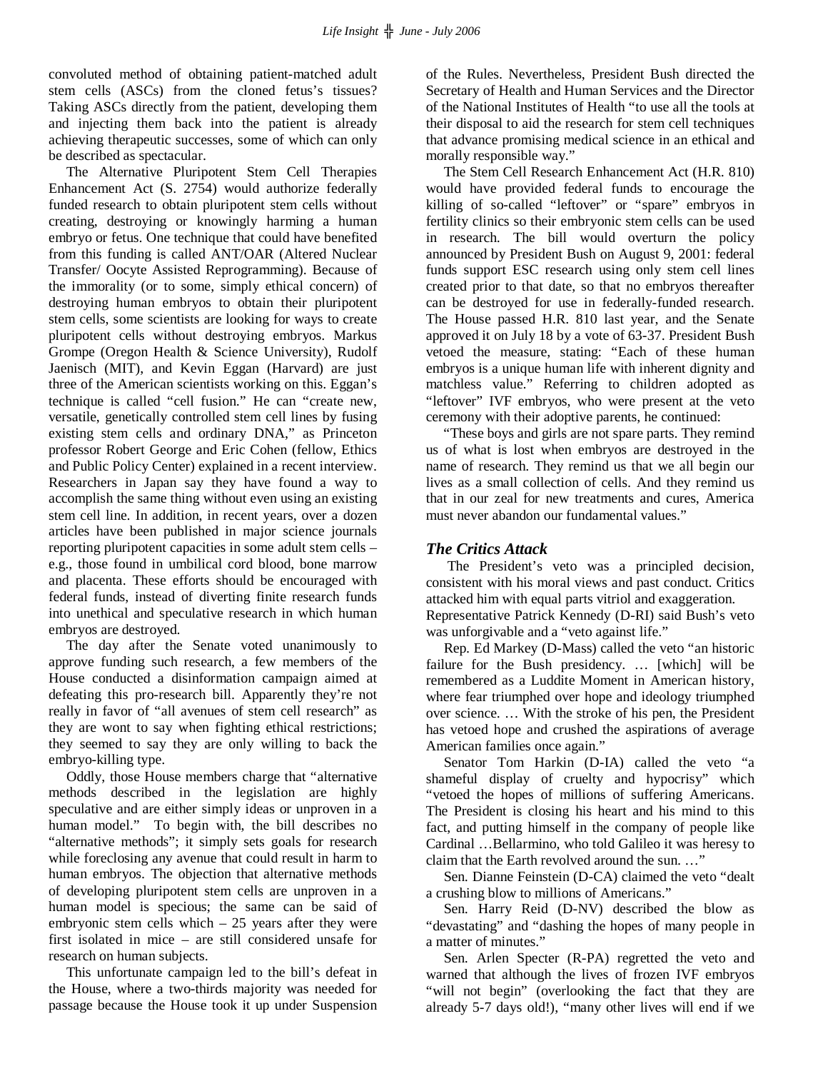convoluted method of obtaining patient-matched adult stem cells (ASCs) from the cloned fetus's tissues? Taking ASCs directly from the patient, developing them and injecting them back into the patient is already achieving therapeutic successes, some of which can only be described as spectacular.

The Alternative Pluripotent Stem Cell Therapies Enhancement Act (S. 2754) would authorize federally funded research to obtain pluripotent stem cells without creating, destroying or knowingly harming a human embryo or fetus. One technique that could have benefited from this funding is called ANT/OAR (Altered Nuclear Transfer/ Oocyte Assisted Reprogramming). Because of the immorality (or to some, simply ethical concern) of destroying human embryos to obtain their pluripotent stem cells, some scientists are looking for ways to create pluripotent cells without destroying embryos. Markus Grompe (Oregon Health & Science University), Rudolf Jaenisch (MIT), and Kevin Eggan (Harvard) are just three of the American scientists working on this. Eggan's technique is called "cell fusion." He can "create new, versatile, genetically controlled stem cell lines by fusing existing stem cells and ordinary DNA," as Princeton professor Robert George and Eric Cohen (fellow, Ethics and Public Policy Center) explained in a recent interview. Researchers in Japan say they have found a way to accomplish the same thing without even using an existing stem cell line. In addition, in recent years, over a dozen articles have been published in major science journals reporting pluripotent capacities in some adult stem cells – e.g., those found in umbilical cord blood, bone marrow and placenta. These efforts should be encouraged with federal funds, instead of diverting finite research funds into unethical and speculative research in which human embryos are destroyed.

The day after the Senate voted unanimously to approve funding such research, a few members of the House conducted a disinformation campaign aimed at defeating this pro-research bill. Apparently they're not really in favor of "all avenues of stem cell research" as they are wont to say when fighting ethical restrictions; they seemed to say they are only willing to back the embryo-killing type.

Oddly, those House members charge that "alternative methods described in the legislation are highly speculative and are either simply ideas or unproven in a human model." To begin with, the bill describes no "alternative methods"; it simply sets goals for research while foreclosing any avenue that could result in harm to human embryos. The objection that alternative methods of developing pluripotent stem cells are unproven in a human model is specious; the same can be said of embryonic stem cells which – 25 years after they were first isolated in mice – are still considered unsafe for research on human subjects.

This unfortunate campaign led to the bill's defeat in the House, where a two-thirds majority was needed for passage because the House took it up under Suspension of the Rules. Nevertheless, President Bush directed the Secretary of Health and Human Services and the Director of the National Institutes of Health "to use all the tools at their disposal to aid the research for stem cell techniques that advance promising medical science in an ethical and morally responsible way."

The Stem Cell Research Enhancement Act (H.R. 810) would have provided federal funds to encourage the killing of so-called "leftover" or "spare" embryos in fertility clinics so their embryonic stem cells can be used in research. The bill would overturn the policy announced by President Bush on August 9, 2001: federal funds support ESC research using only stem cell lines created prior to that date, so that no embryos thereafter can be destroyed for use in federally-funded research. The House passed H.R. 810 last year, and the Senate approved it on July 18 by a vote of 63-37. President Bush vetoed the measure, stating: "Each of these human embryos is a unique human life with inherent dignity and matchless value." Referring to children adopted as "leftover" IVF embryos, who were present at the veto ceremony with their adoptive parents, he continued:

"These boys and girls are not spare parts. They remind us of what is lost when embryos are destroyed in the name of research. They remind us that we all begin our lives as a small collection of cells. And they remind us that in our zeal for new treatments and cures, America must never abandon our fundamental values."

### *The Critics Attack*

The President's veto was a principled decision, consistent with his moral views and past conduct. Critics attacked him with equal parts vitriol and exaggeration.

Representative Patrick Kennedy (D-RI) said Bush's veto was unforgivable and a "veto against life."

Rep. Ed Markey (D-Mass) called the veto "an historic failure for the Bush presidency. … [which] will be remembered as a Luddite Moment in American history, where fear triumphed over hope and ideology triumphed over science. … With the stroke of his pen, the President has vetoed hope and crushed the aspirations of average American families once again."

Senator Tom Harkin (D-IA) called the veto "a shameful display of cruelty and hypocrisy" which "vetoed the hopes of millions of suffering Americans. The President is closing his heart and his mind to this fact, and putting himself in the company of people like Cardinal …Bellarmino, who told Galileo it was heresy to claim that the Earth revolved around the sun. …"

Sen. Dianne Feinstein (D-CA) claimed the veto "dealt a crushing blow to millions of Americans."

Sen. Harry Reid (D-NV) described the blow as "devastating" and "dashing the hopes of many people in a matter of minutes."

Sen. Arlen Specter (R-PA) regretted the veto and warned that although the lives of frozen IVF embryos "will not begin" (overlooking the fact that they are already 5-7 days old!), "many other lives will end if we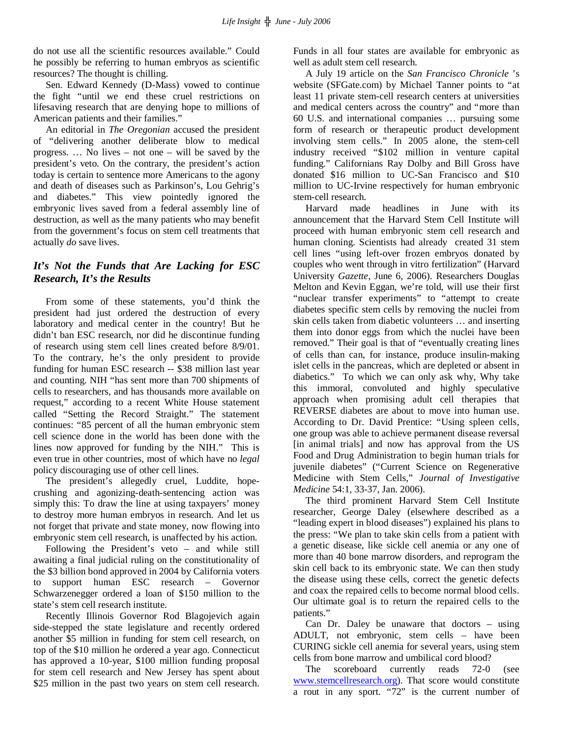do not use all the scientific resources available." Could he possibly be referring to human embryos as scientific resources? The thought is chilling.

Sen. Edward Kennedy (D-Mass) vowed to continue the fight "until we end these cruel restrictions on lifesaving research that are denying hope to millions of American patients and their families."

An editorial in *The Oregonian* accused the president of "delivering another deliberate blow to medical progress. … No lives – not one – will be saved by the president's veto. On the contrary, the president's action today is certain to sentence more Americans to the agony and death of diseases such as Parkinson's, Lou Gehrig's and diabetes." This view pointedly ignored the embryonic lives saved from a federal assembly line of destruction, as well as the many patients who may benefit from the government's focus on stem cell treatments that actually *do* save lives.

## *It's Not the Funds that Are Lacking for ESC Research, It's the Results*

From some of these statements, you'd think the president had just ordered the destruction of every laboratory and medical center in the country! But he didn't ban ESC research, nor did he discontinue funding of research using stem cell lines created before 8/9/01. To the contrary, he's the only president to provide funding for human ESC research -- $38 million last year and counting. NIH "has sent more than 700 shipments of cells to researchers, and has thousands more available on request," according to a recent White House statement called "Setting the Record Straight." The statement continues: "85 percent of all the human embryonic stem cell science done in the world has been done with the lines now approved for funding by the NIH." This is even true in other countries, most of which have no *legal* policy discouraging use of other cell lines.

The president's allegedly cruel, Luddite, hope-crushing and agonizing-death-sentencing action was simply this: To draw the line at using taxpayers' money to destroy more human embryos in research. And let us not forget that private and state money, now flowing into embryonic stem cell research, is unaffected by his action.

Following the President's veto – and while still awaiting a final judicial ruling on the constitutionality of the $3 billion bond approved in 2004 by California voters to support human ESC research – Governor Schwarzenegger ordered a loan of $150 million to the state's stem cell research institute.

Recently Illinois Governor Rod Blagojevich again side-stepped the state legislature and recently ordered another $5 million in funding for stem cell research, on top of the $10 million he ordered a year ago. Connecticut has approved a 10-year, $100 million funding proposal for stem cell research and New Jersey has spent about $25 million in the past two years on stem cell research. Funds in all four states are available for embryonic as well as adult stem cell research.

A July 19 article on the *San Francisco Chronicle* 's website (SFGate.com) by Michael Tanner points to "at least 11 private stem-cell research centers at universities and medical centers across the country" and "more than 60 U.S. and international companies … pursuing some form of research or therapeutic product development involving stem cells." In 2005 alone, the stem-cell industry received "$102 million in venture capital funding." Californians Ray Dolby and Bill Gross have donated $16 million to UC-San Francisco and $10 million to UC-Irvine respectively for human embryonic stem-cell research.

Harvard made headlines in June with its announcement that the Harvard Stem Cell Institute will proceed with human embryonic stem cell research and human cloning. Scientists had already created 31 stem cell lines "using left-over frozen embryos donated by couples who went through in vitro fertilization" (Harvard University *Gazette*, June 6, 2006). Researchers Douglas Melton and Kevin Eggan, we're told, will use their first "nuclear transfer experiments" to "attempt to create diabetes specific stem cells by removing the nuclei from skin cells taken from diabetic volunteers … and inserting them into donor eggs from which the nuclei have been removed." Their goal is that of "eventually creating lines of cells than can, for instance, produce insulin-making islet cells in the pancreas, which are depleted or absent in diabetics." To which we can only ask why, Why take this immoral, convoluted and highly speculative approach when promising adult cell therapies that REVERSE diabetes are about to move into human use. According to Dr. David Prentice: "Using spleen cells, one group was able to achieve permanent disease reversal [in animal trials] and now has approval from the US Food and Drug Administration to begin human trials for juvenile diabetes" ("Current Science on Regenerative Medicine with Stem Cells," *Journal of Investigative Medicine* 54:1, 33-37, Jan. 2006).

The third prominent Harvard Stem Cell Institute researcher, George Daley (elsewhere described as a "leading expert in blood diseases") explained his plans to the press: "We plan to take skin cells from a patient with a genetic disease, like sickle cell anemia or any one of more than 40 bone marrow disorders, and reprogram the skin cell back to its embryonic state. We can then study the disease using these cells, correct the genetic defects and coax the repaired cells to become normal blood cells. Our ultimate goal is to return the repaired cells to the patients."

Can Dr. Daley be unaware that doctors – using ADULT, not embryonic, stem cells – have been CURING sickle cell anemia for several years, using stem cells from bone marrow and umbilical cord blood?

The scoreboard currently reads 72-0 (see www.stemcellresearch.org). That score would constitute a rout in any sport. "72" is the current number of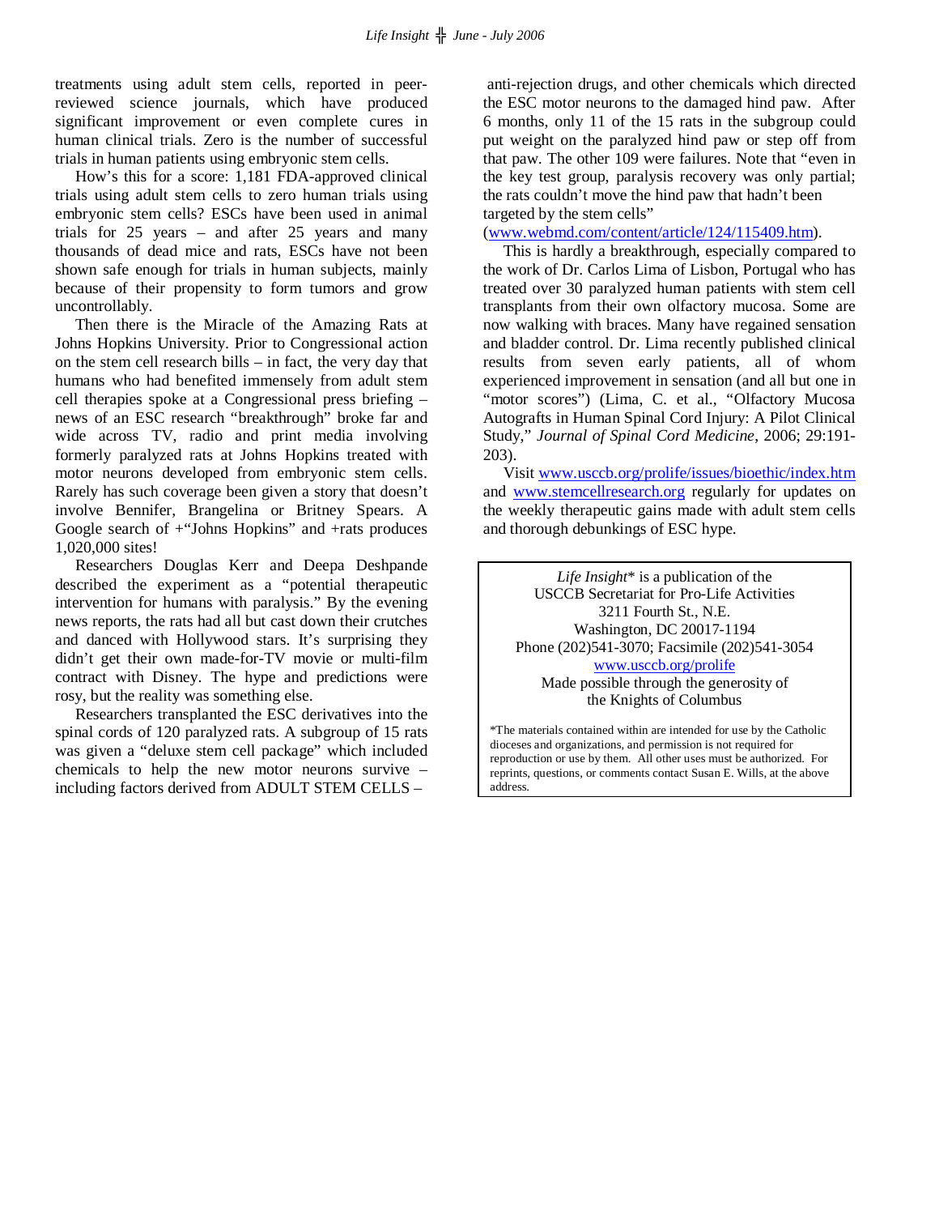treatments using adult stem cells, reported in peer-reviewed science journals, which have produced significant improvement or even complete cures in human clinical trials. Zero is the number of successful trials in human patients using embryonic stem cells.

How's this for a score: 1,181 FDA-approved clinical trials using adult stem cells to zero human trials using embryonic stem cells? ESCs have been used in animal trials for 25 years – and after 25 years and many thousands of dead mice and rats, ESCs have not been shown safe enough for trials in human subjects, mainly because of their propensity to form tumors and grow uncontrollably.

Then there is the Miracle of the Amazing Rats at Johns Hopkins University. Prior to Congressional action on the stem cell research bills – in fact, the very day that humans who had benefited immensely from adult stem cell therapies spoke at a Congressional press briefing – news of an ESC research "breakthrough" broke far and wide across TV, radio and print media involving formerly paralyzed rats at Johns Hopkins treated with motor neurons developed from embryonic stem cells. Rarely has such coverage been given a story that doesn't involve Bennifer, Brangelina or Britney Spears. A Google search of +"Johns Hopkins" and +rats produces 1,020,000 sites!

Researchers Douglas Kerr and Deepa Deshpande described the experiment as a "potential therapeutic intervention for humans with paralysis." By the evening news reports, the rats had all but cast down their crutches and danced with Hollywood stars. It's surprising they didn't get their own made-for-TV movie or multi-film contract with Disney. The hype and predictions were rosy, but the reality was something else.

Researchers transplanted the ESC derivatives into the spinal cords of 120 paralyzed rats. A subgroup of 15 rats was given a "deluxe stem cell package" which included chemicals to help the new motor neurons survive – including factors derived from ADULT STEM CELLS – anti-rejection drugs, and other chemicals which directed the ESC motor neurons to the damaged hind paw. After 6 months, only 11 of the 15 rats in the subgroup could put weight on the paralyzed hind paw or step off from that paw. The other 109 were failures. Note that "even in the key test group, paralysis recovery was only partial; the rats couldn't move the hind paw that hadn't been targeted by the stem cells" (www.webmd.com/content/article/124/115409.htm).

This is hardly a breakthrough, especially compared to the work of Dr. Carlos Lima of Lisbon, Portugal who has treated over 30 paralyzed human patients with stem cell transplants from their own olfactory mucosa. Some are now walking with braces. Many have regained sensation and bladder control. Dr. Lima recently published clinical results from seven early patients, all of whom experienced improvement in sensation (and all but one in "motor scores") (Lima, C. et al., "Olfactory Mucosa Autografts in Human Spinal Cord Injury: A Pilot Clinical Study," *Journal of Spinal Cord Medicine*, 2006; 29:191-203).

Visit www.usccb.org/prolife/issues/bioethic/index.htm and www.stemcellresearch.org regularly for updates on the weekly therapeutic gains made with adult stem cells and thorough debunkings of ESC hype.

---

*Life Insight** is a publication of the
USCCB Secretariat for Pro-Life Activities
3211 Fourth St., N.E.
Washington, DC 20017-1194
Phone (202)541-3070; Facsimile (202)541-3054
www.usccb.org/prolife
Made possible through the generosity of
the Knights of Columbus

*The materials contained within are intended for use by the Catholic dioceses and organizations, and permission is not required for reproduction or use by them. All other uses must be authorized. For reprints, questions, or comments contact Susan E. Wills, at the above address.